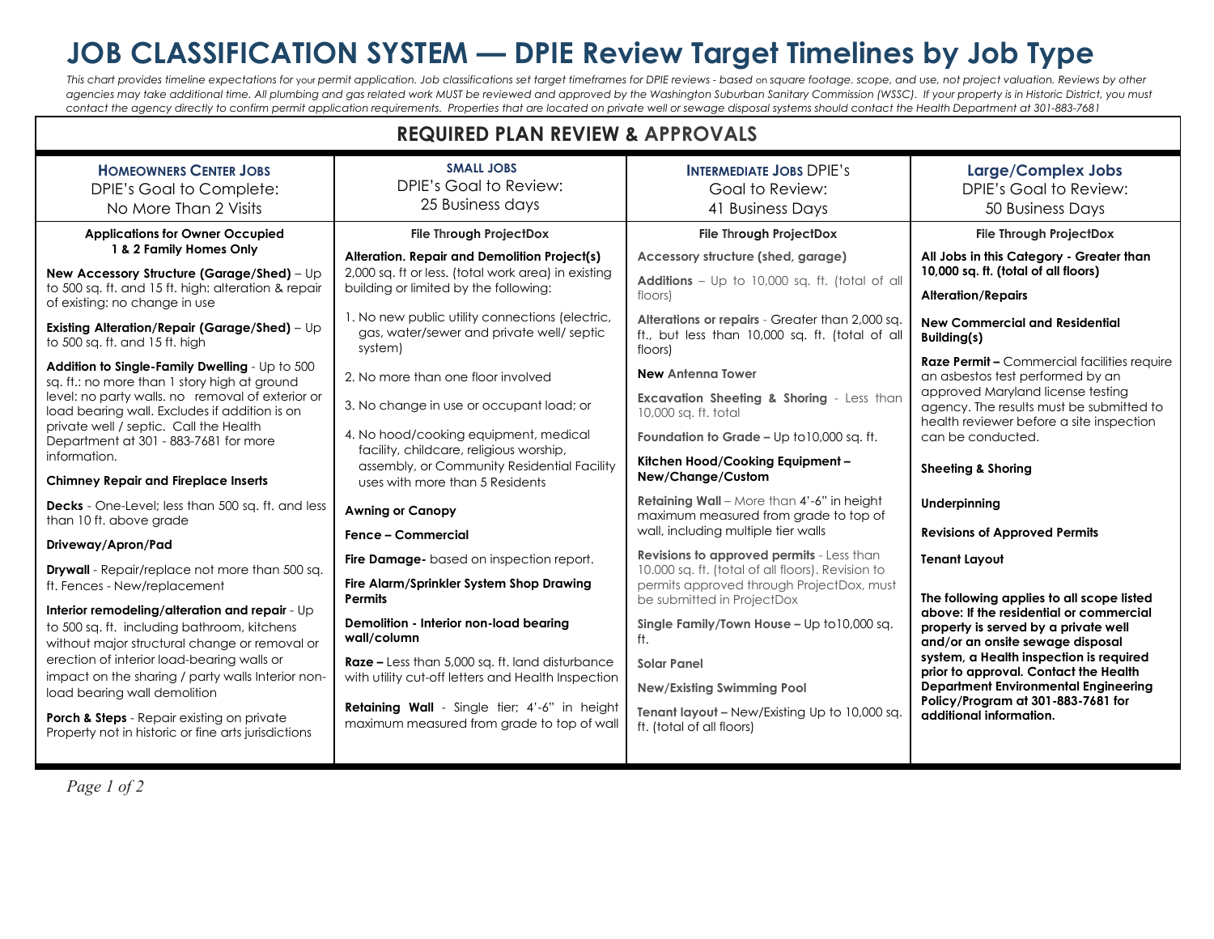# JOB CLASSIFICATION SYSTEM — DPIE Review Target Timelines by Job Type

*This chart provides timeline expectations for your permit application. Job classifications set target timeframes for DPIE reviews - based on square footage. scope, and use, not project valuation. Reviews by other agencies may take additional time. All plumbing and gas related work MUST be reviewed and approved by the Washington Suburban Sanitary Commission (WSSC). If your property is in Historic District, you must contact the agency directly to confirm permit application requirements. Properties that are located on private well or sewage disposal systems should contact the Health Department at 301-883-7681*

## REQUIRED PLAN REVIEW & APPROVALS

### HOMEOWNERS CENTER JOBS
DPIE's Goal to Complete: No More Than 2 Visits

**Applications for Owner Occupied 1 & 2 Family Homes Only**

**New Accessory Structure (Garage/Shed)** – Up to 500 sq. ft. and 15 ft. high: alteration & repair of existing: no change in use

**Existing Alteration/Repair (Garage/Shed)** – Up to 500 sq. ft. and 15 ft. high

**Addition to Single-Family Dwelling** - Up to 500 sq. ft.: no more than 1 story high at ground level: no party walls. no removal of exterior or load bearing wall. Excludes if addition is on private well / septic. Call the Health Department at 301 - 883-7681 for more information.

**Chimney Repair and Fireplace Inserts**

**Decks** - One-Level; less than 500 sq. ft. and less than 10 ft. above grade

**Driveway/Apron/Pad**

**Drywall** - Repair/replace not more than 500 sq. ft. Fences - New/replacement

**Interior remodeling/alteration and repair** - Up to 500 sq. ft. including bathroom, kitchens without major structural change or removal or erection of interior load-bearing walls or impact on the sharing / party walls Interior non-load bearing wall demolition

**Porch & Steps** - Repair existing on private Property not in historic or fine arts jurisdictions

### SMALL JOBS
DPIE's Goal to Review: 25 Business days

**File Through ProjectDox**

**Alteration. Repair and Demolition Project(s)** 2,000 sq. ft or less. (total work area) in existing building or limited by the following:

1. No new public utility connections (electric, gas, water/sewer and private well/ septic system)
2. No more than one floor involved
3. No change in use or occupant load; or
4. No hood/cooking equipment, medical facility, childcare, religious worship, assembly, or Community Residential Facility uses with more than 5 Residents

**Awning or Canopy**

**Fence – Commercial**

**Fire Damage-** based on inspection report.

**Fire Alarm/Sprinkler System Shop Drawing Permits**

**Demolition - Interior non-load bearing wall/column**

**Raze –** Less than 5,000 sq. ft. land disturbance with utility cut-off letters and Health Inspection

**Retaining Wall** - Single tier; 4'-6" in height maximum measured from grade to top of wall

### INTERMEDIATE JOBS
DPIE's Goal to Review: 41 Business Days

**File Through ProjectDox**

**Accessory structure (shed, garage)**

**Additions** – Up to 10,000 sq. ft. (total of all floors)

**Alterations or repairs** - Greater than 2,000 sq. ft., but less than 10,000 sq. ft. (total of all floors)

**New Antenna Tower**

**Excavation Sheeting & Shoring** - Less than 10,000 sq. ft. total

**Foundation to Grade –** Up to10,000 sq. ft.

**Kitchen Hood/Cooking Equipment – New/Change/Custom**

**Retaining Wall** – More than 4'-6" in height maximum measured from grade to top of wall, including multiple tier walls

**Revisions to approved permits** - Less than 10.000 sq. ft. (total of all floors). Revision to permits approved through ProjectDox, must be submitted in ProjectDox

**Single Family/Town House –** Up to10,000 sq. ft.

**Solar Panel**

**New/Existing Swimming Pool**

**Tenant layout –** New/Existing Up to 10,000 sq. ft. (total of all floors)

### Large/Complex Jobs
DPIE's Goal to Review: 50 Business Days

**File Through ProjectDox**

**All Jobs in this Category - Greater than 10,000 sq. ft. (total of all floors)**

**Alteration/Repairs**

**New Commercial and Residential Building(s)**

**Raze Permit –** Commercial facilities require an asbestos test performed by an approved Maryland license testing agency. The results must be submitted to health reviewer before a site inspection can be conducted.

**Sheeting & Shoring**

**Underpinning**

**Revisions of Approved Permits**

**Tenant Layout**

**The following applies to all scope listed above: If the residential or commercial property is served by a private well and/or an onsite sewage disposal system, a Health inspection is required prior to approval. Contact the Health Department Environmental Engineering Policy/Program at 301-883-7681 for additional information.**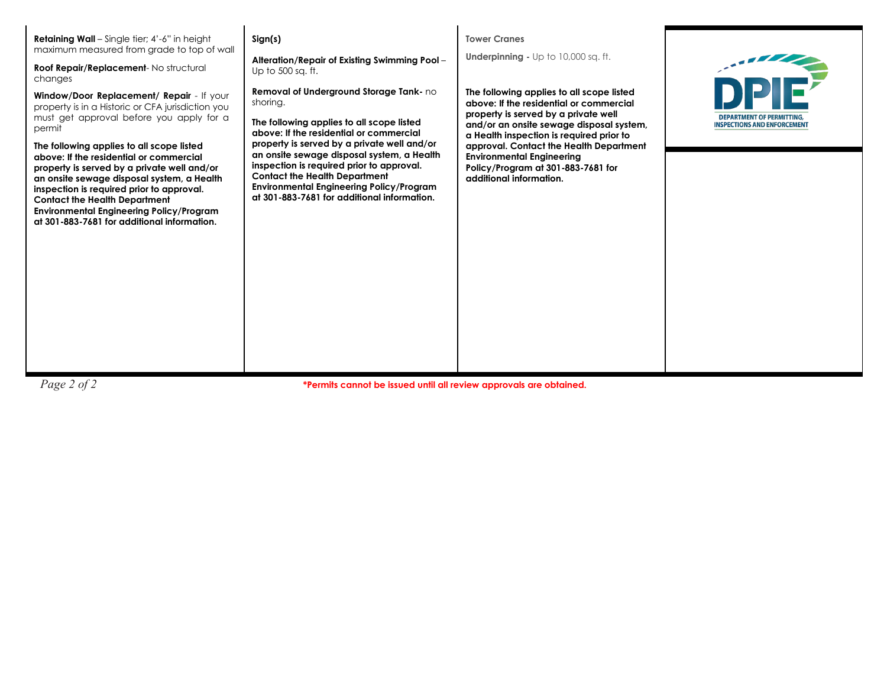**Retaining Wall** – Single tier; 4'-6" in height maximum measured from grade to top of wall

**Roof Repair/Replacement**- No structural changes

**Window/Door Replacement/ Repair** - If your property is in a Historic or CFA jurisdiction you must get approval before you apply for a permit

**The following applies to all scope listed above: If the residential or commercial property is served by a private well and/or an onsite sewage disposal system, a Health inspection is required prior to approval. Contact the Health Department Environmental Engineering Policy/Program at 301-883-7681 for additional information.**

**Sign(s)**

**Alteration/Repair of Existing Swimming Pool** – Up to 500 sq. ft.

**Removal of Underground Storage Tank-** no shoring.

**The following applies to all scope listed above: If the residential or commercial property is served by a private well and/or an onsite sewage disposal system, a Health inspection is required prior to approval. Contact the Health Department Environmental Engineering Policy/Program at 301-883-7681 for additional information.**

**Tower Cranes**

**Underpinning -** Up to 10,000 sq. ft.

**The following applies to all scope listed above: If the residential or commercial property is served by a private well and/or an onsite sewage disposal system, a Health inspection is required prior to approval. Contact the Health Department Environmental Engineering Policy/Program at 301-883-7681 for additional information.**

DPIE
DEPARTMENT OF PERMITTING, INSPECTIONS AND ENFORCEMENT

**\*Permits cannot be issued until all review approvals are obtained.**